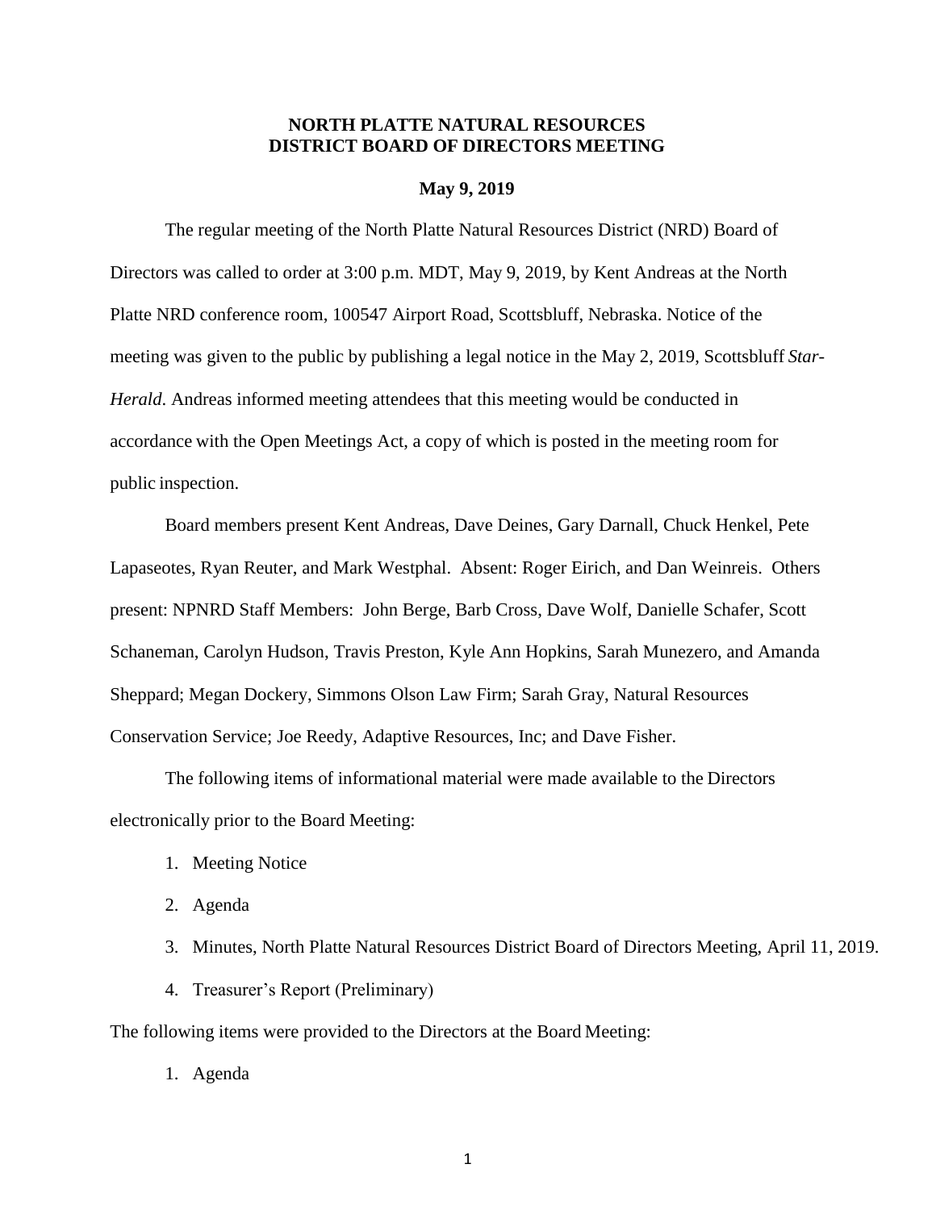# NORTH PLATTE NATURAL RESOURCES DISTRICT BOARD OF DIRECTORS MEETING

**May 9, 2019**

The regular meeting of the North Platte Natural Resources District (NRD) Board of Directors was called to order at 3:00 p.m. MDT, May 9, 2019, by Kent Andreas at the North Platte NRD conference room, 100547 Airport Road, Scottsbluff, Nebraska. Notice of the meeting was given to the public by publishing a legal notice in the May 2, 2019, Scottsbluff *Star-Herald*. Andreas informed meeting attendees that this meeting would be conducted in accordance with the Open Meetings Act, a copy of which is posted in the meeting room for public inspection.

Board members present Kent Andreas, Dave Deines, Gary Darnall, Chuck Henkel, Pete Lapaseotes, Ryan Reuter, and Mark Westphal. Absent: Roger Eirich, and Dan Weinreis. Others present: NPNRD Staff Members: John Berge, Barb Cross, Dave Wolf, Danielle Schafer, Scott Schaneman, Carolyn Hudson, Travis Preston, Kyle Ann Hopkins, Sarah Munezero, and Amanda Sheppard; Megan Dockery, Simmons Olson Law Firm; Sarah Gray, Natural Resources Conservation Service; Joe Reedy, Adaptive Resources, Inc; and Dave Fisher.

The following items of informational material were made available to the Directors electronically prior to the Board Meeting:

1. Meeting Notice
2. Agenda
3. Minutes, North Platte Natural Resources District Board of Directors Meeting, April 11, 2019.
4. Treasurer's Report (Preliminary)

The following items were provided to the Directors at the Board Meeting:

1. Agenda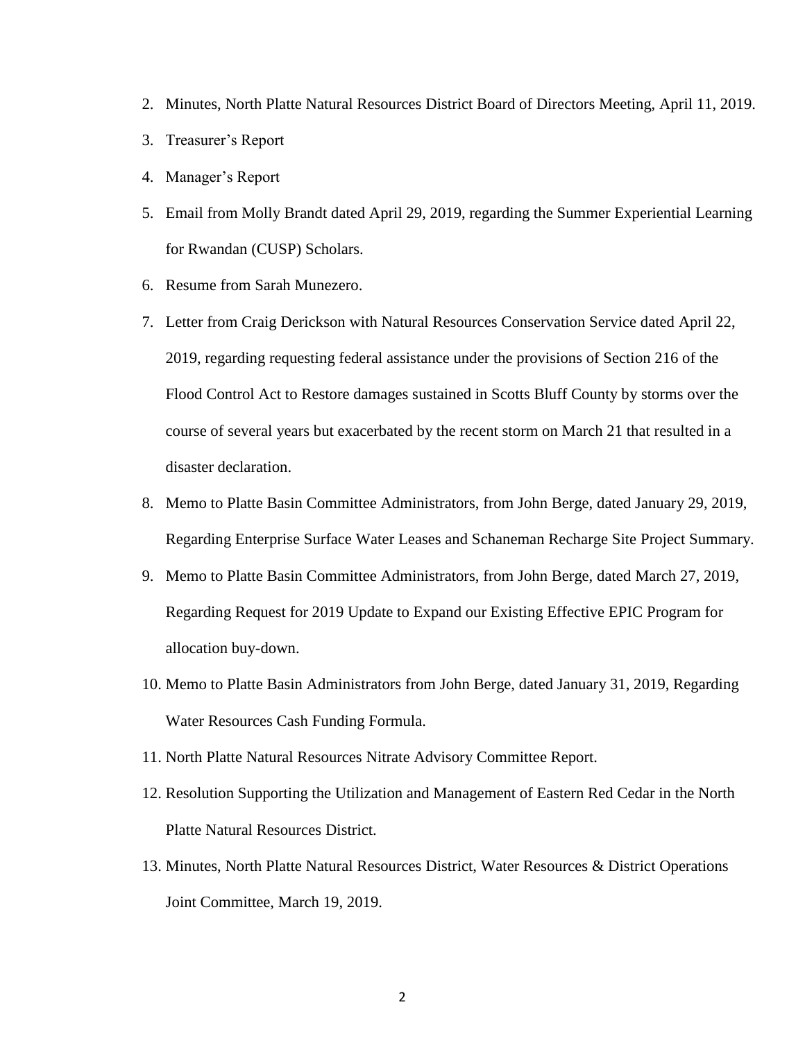2. Minutes, North Platte Natural Resources District Board of Directors Meeting, April 11, 2019.
3. Treasurer's Report
4. Manager's Report
5. Email from Molly Brandt dated April 29, 2019, regarding the Summer Experiential Learning for Rwandan (CUSP) Scholars.
6. Resume from Sarah Munezero.
7. Letter from Craig Derickson with Natural Resources Conservation Service dated April 22, 2019, regarding requesting federal assistance under the provisions of Section 216 of the Flood Control Act to Restore damages sustained in Scotts Bluff County by storms over the course of several years but exacerbated by the recent storm on March 21 that resulted in a disaster declaration.
8. Memo to Platte Basin Committee Administrators, from John Berge, dated January 29, 2019, Regarding Enterprise Surface Water Leases and Schaneman Recharge Site Project Summary.
9. Memo to Platte Basin Committee Administrators, from John Berge, dated March 27, 2019, Regarding Request for 2019 Update to Expand our Existing Effective EPIC Program for allocation buy-down.
10. Memo to Platte Basin Administrators from John Berge, dated January 31, 2019, Regarding Water Resources Cash Funding Formula.
11. North Platte Natural Resources Nitrate Advisory Committee Report.
12. Resolution Supporting the Utilization and Management of Eastern Red Cedar in the North Platte Natural Resources District.
13. Minutes, North Platte Natural Resources District, Water Resources & District Operations Joint Committee, March 19, 2019.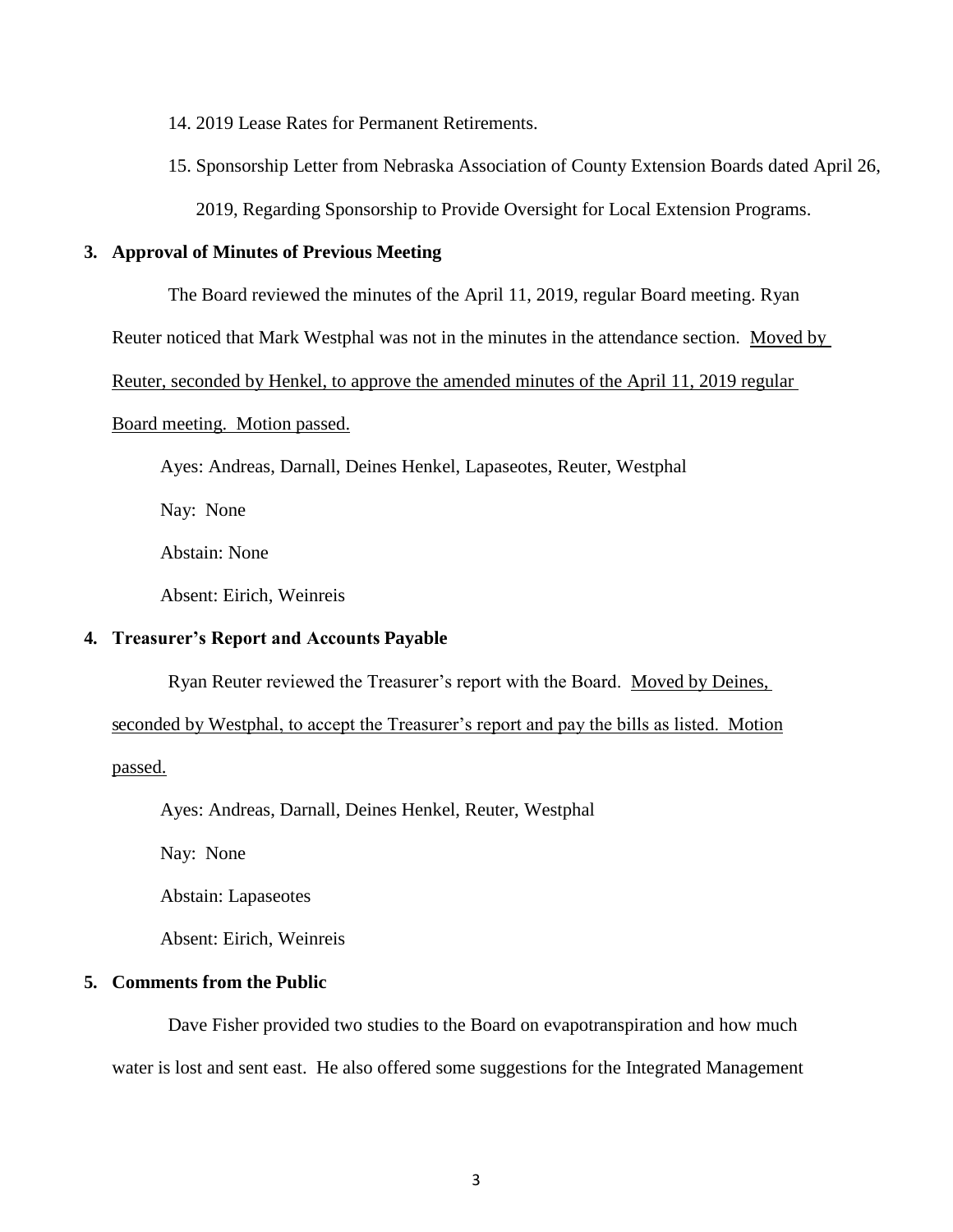14. 2019 Lease Rates for Permanent Retirements.

15. Sponsorship Letter from Nebraska Association of County Extension Boards dated April 26, 2019, Regarding Sponsorship to Provide Oversight for Local Extension Programs.

**3. Approval of Minutes of Previous Meeting**

The Board reviewed the minutes of the April 11, 2019, regular Board meeting. Ryan Reuter noticed that Mark Westphal was not in the minutes in the attendance section. <u>Moved by Reuter, seconded by Henkel, to approve the amended minutes of the April 11, 2019 regular Board meeting. Motion passed.</u>

Ayes: Andreas, Darnall, Deines Henkel, Lapaseotes, Reuter, Westphal

Nay: None

Abstain: None

Absent: Eirich, Weinreis

**4. Treasurer's Report and Accounts Payable**

Ryan Reuter reviewed the Treasurer's report with the Board. <u>Moved by Deines, seconded by Westphal, to accept the Treasurer's report and pay the bills as listed. Motion passed.</u>

Ayes: Andreas, Darnall, Deines Henkel, Reuter, Westphal

Nay: None

Abstain: Lapaseotes

Absent: Eirich, Weinreis

**5. Comments from the Public**

Dave Fisher provided two studies to the Board on evapotranspiration and how much water is lost and sent east. He also offered some suggestions for the Integrated Management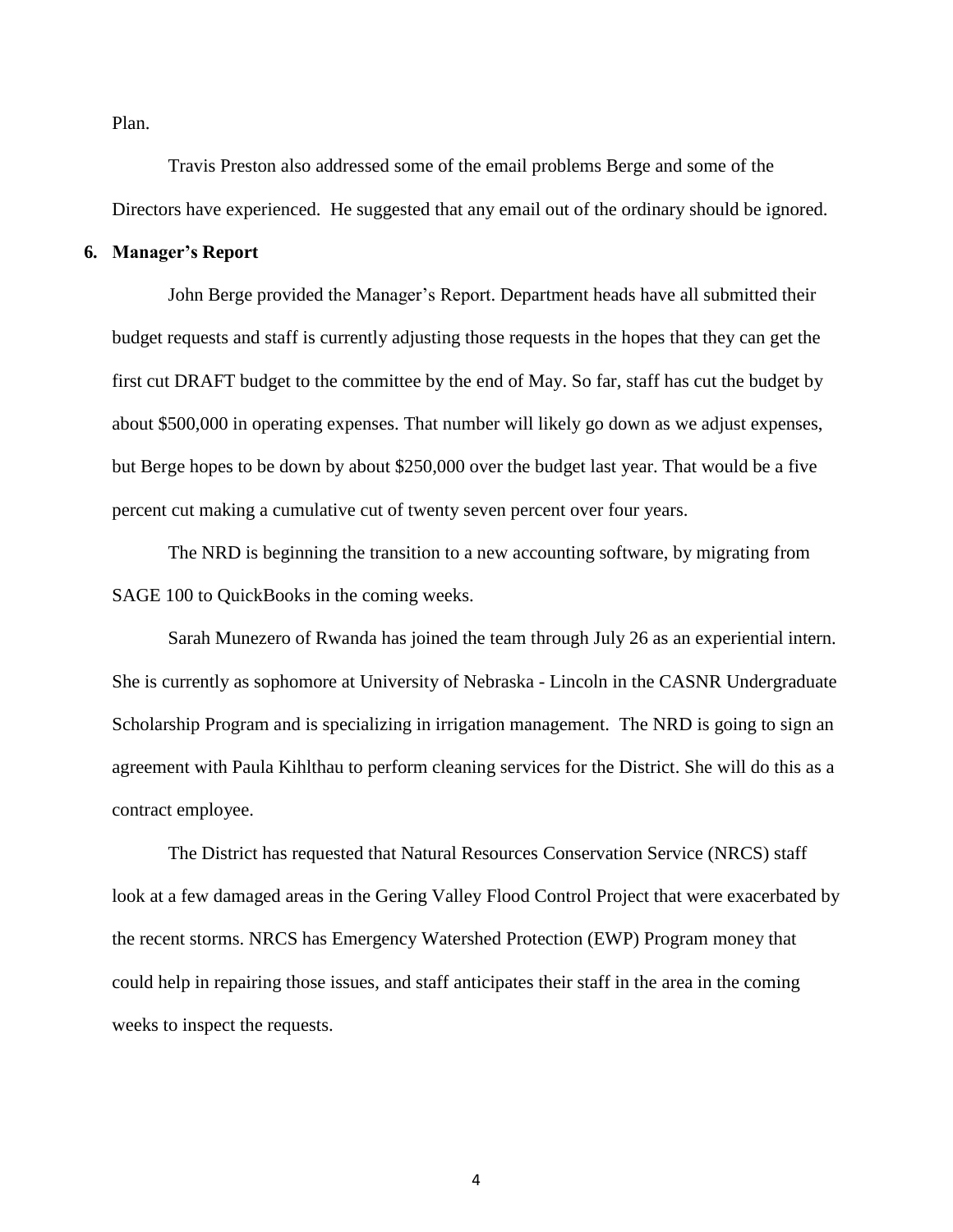Plan.

Travis Preston also addressed some of the email problems Berge and some of the Directors have experienced. He suggested that any email out of the ordinary should be ignored.

**6. Manager's Report**

John Berge provided the Manager's Report. Department heads have all submitted their budget requests and staff is currently adjusting those requests in the hopes that they can get the first cut DRAFT budget to the committee by the end of May. So far, staff has cut the budget by about $500,000 in operating expenses. That number will likely go down as we adjust expenses, but Berge hopes to be down by about $250,000 over the budget last year. That would be a five percent cut making a cumulative cut of twenty seven percent over four years.

The NRD is beginning the transition to a new accounting software, by migrating from SAGE 100 to QuickBooks in the coming weeks.

Sarah Munezero of Rwanda has joined the team through July 26 as an experiential intern. She is currently as sophomore at University of Nebraska - Lincoln in the CASNR Undergraduate Scholarship Program and is specializing in irrigation management. The NRD is going to sign an agreement with Paula Kihlthau to perform cleaning services for the District. She will do this as a contract employee.

The District has requested that Natural Resources Conservation Service (NRCS) staff look at a few damaged areas in the Gering Valley Flood Control Project that were exacerbated by the recent storms. NRCS has Emergency Watershed Protection (EWP) Program money that could help in repairing those issues, and staff anticipates their staff in the area in the coming weeks to inspect the requests.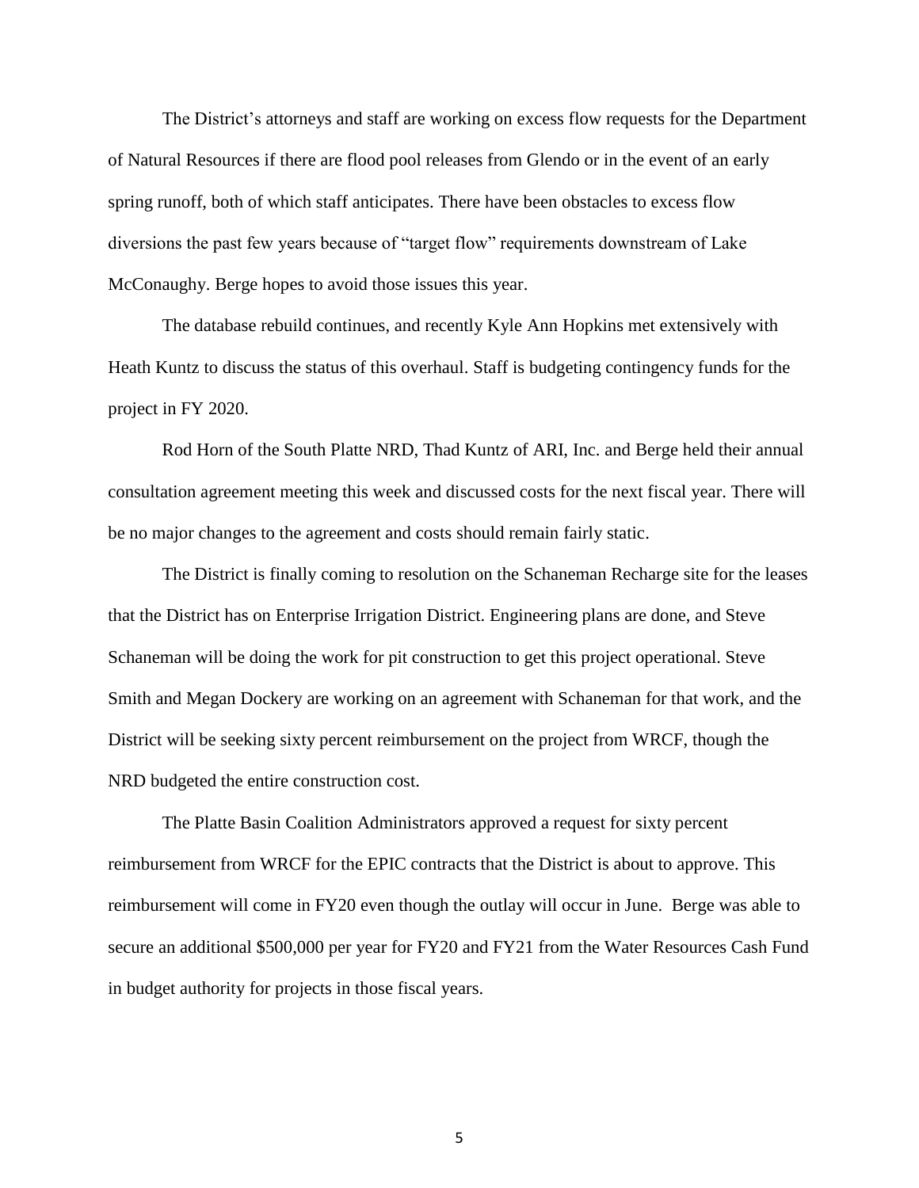The District's attorneys and staff are working on excess flow requests for the Department of Natural Resources if there are flood pool releases from Glendo or in the event of an early spring runoff, both of which staff anticipates. There have been obstacles to excess flow diversions the past few years because of "target flow" requirements downstream of Lake McConaughy. Berge hopes to avoid those issues this year.

The database rebuild continues, and recently Kyle Ann Hopkins met extensively with Heath Kuntz to discuss the status of this overhaul. Staff is budgeting contingency funds for the project in FY 2020.

Rod Horn of the South Platte NRD, Thad Kuntz of ARI, Inc. and Berge held their annual consultation agreement meeting this week and discussed costs for the next fiscal year. There will be no major changes to the agreement and costs should remain fairly static.

The District is finally coming to resolution on the Schaneman Recharge site for the leases that the District has on Enterprise Irrigation District. Engineering plans are done, and Steve Schaneman will be doing the work for pit construction to get this project operational. Steve Smith and Megan Dockery are working on an agreement with Schaneman for that work, and the District will be seeking sixty percent reimbursement on the project from WRCF, though the NRD budgeted the entire construction cost.

The Platte Basin Coalition Administrators approved a request for sixty percent reimbursement from WRCF for the EPIC contracts that the District is about to approve. This reimbursement will come in FY20 even though the outlay will occur in June. Berge was able to secure an additional $500,000 per year for FY20 and FY21 from the Water Resources Cash Fund in budget authority for projects in those fiscal years.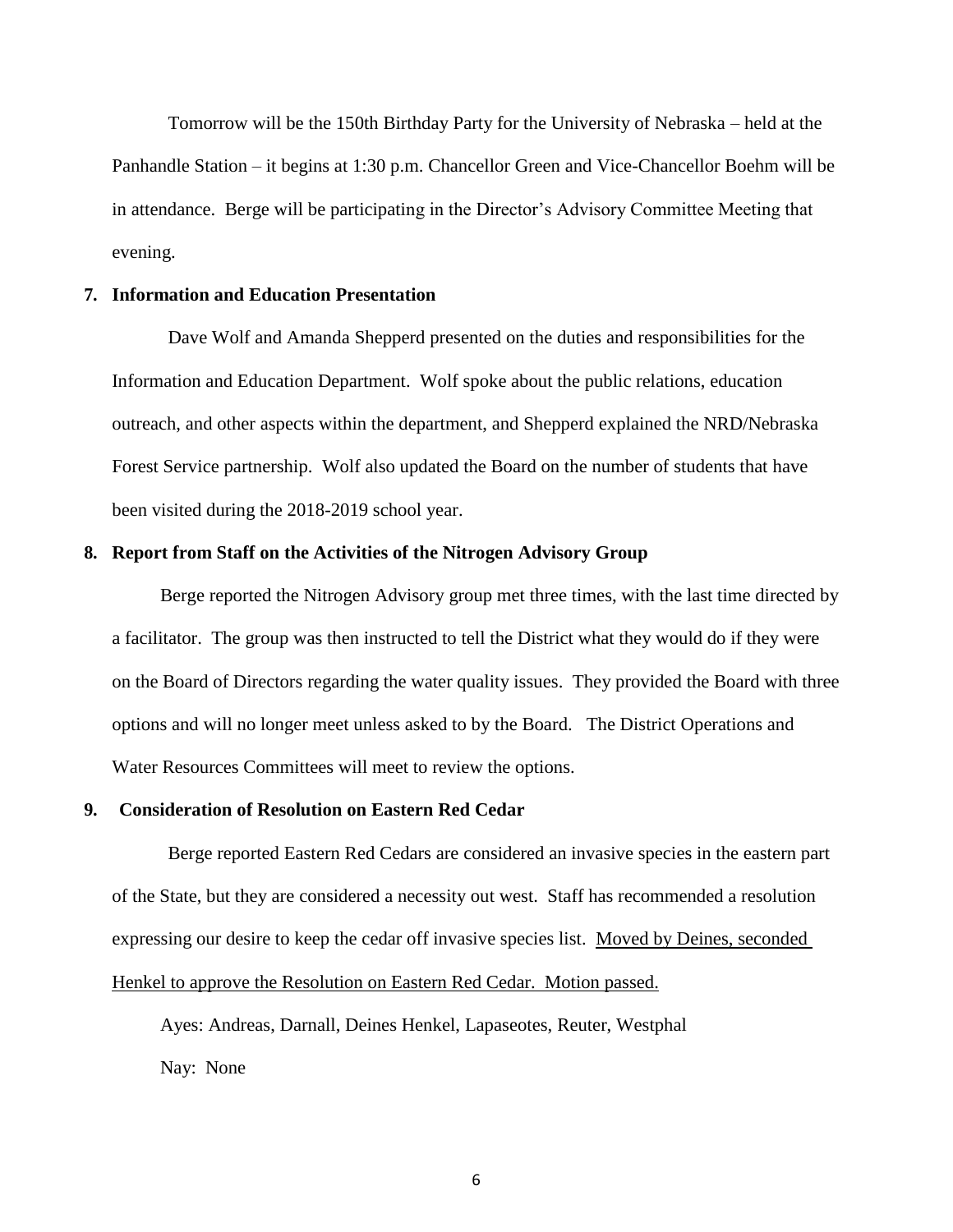Tomorrow will be the 150th Birthday Party for the University of Nebraska – held at the Panhandle Station – it begins at 1:30 p.m. Chancellor Green and Vice-Chancellor Boehm will be in attendance. Berge will be participating in the Director's Advisory Committee Meeting that evening.

**7. Information and Education Presentation**

Dave Wolf and Amanda Shepperd presented on the duties and responsibilities for the Information and Education Department. Wolf spoke about the public relations, education outreach, and other aspects within the department, and Shepperd explained the NRD/Nebraska Forest Service partnership. Wolf also updated the Board on the number of students that have been visited during the 2018-2019 school year.

**8. Report from Staff on the Activities of the Nitrogen Advisory Group**

Berge reported the Nitrogen Advisory group met three times, with the last time directed by a facilitator. The group was then instructed to tell the District what they would do if they were on the Board of Directors regarding the water quality issues. They provided the Board with three options and will no longer meet unless asked to by the Board. The District Operations and Water Resources Committees will meet to review the options.

**9. Consideration of Resolution on Eastern Red Cedar**

Berge reported Eastern Red Cedars are considered an invasive species in the eastern part of the State, but they are considered a necessity out west. Staff has recommended a resolution expressing our desire to keep the cedar off invasive species list. <u>Moved by Deines, seconded Henkel to approve the Resolution on Eastern Red Cedar. Motion passed.</u>

Ayes: Andreas, Darnall, Deines Henkel, Lapaseotes, Reuter, Westphal

Nay: None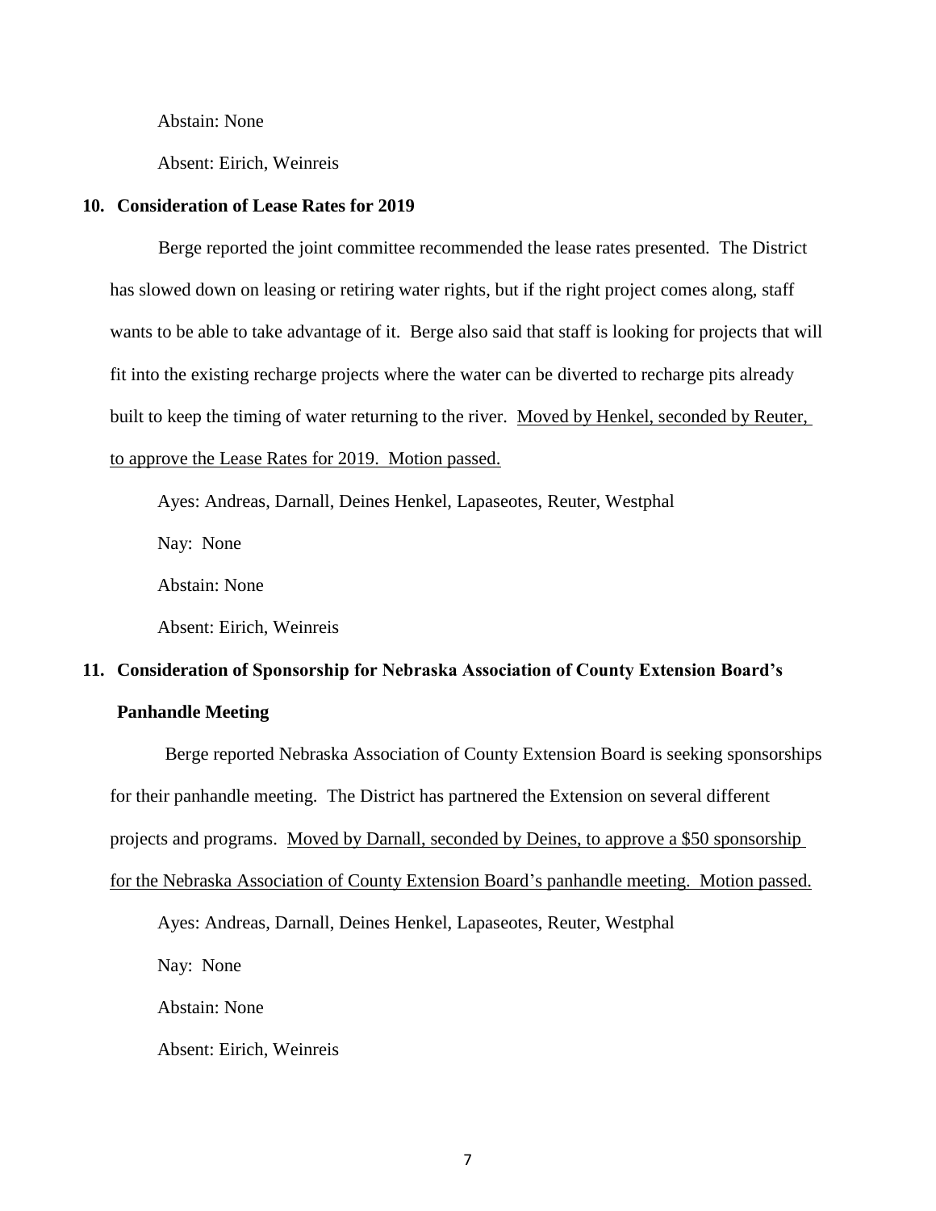Abstain: None

Absent: Eirich, Weinreis

**10. Consideration of Lease Rates for 2019**

Berge reported the joint committee recommended the lease rates presented. The District has slowed down on leasing or retiring water rights, but if the right project comes along, staff wants to be able to take advantage of it. Berge also said that staff is looking for projects that will fit into the existing recharge projects where the water can be diverted to recharge pits already built to keep the timing of water returning to the river. <u>Moved by Henkel, seconded by Reuter, to approve the Lease Rates for 2019. Motion passed.</u>

Ayes: Andreas, Darnall, Deines Henkel, Lapaseotes, Reuter, Westphal

Nay: None

Abstain: None

Absent: Eirich, Weinreis

**11. Consideration of Sponsorship for Nebraska Association of County Extension Board's Panhandle Meeting**

Berge reported Nebraska Association of County Extension Board is seeking sponsorships for their panhandle meeting. The District has partnered the Extension on several different projects and programs. <u>Moved by Darnall, seconded by Deines, to approve a $50 sponsorship for the Nebraska Association of County Extension Board's panhandle meeting. Motion passed.</u>

Ayes: Andreas, Darnall, Deines Henkel, Lapaseotes, Reuter, Westphal

Nay: None

Abstain: None

Absent: Eirich, Weinreis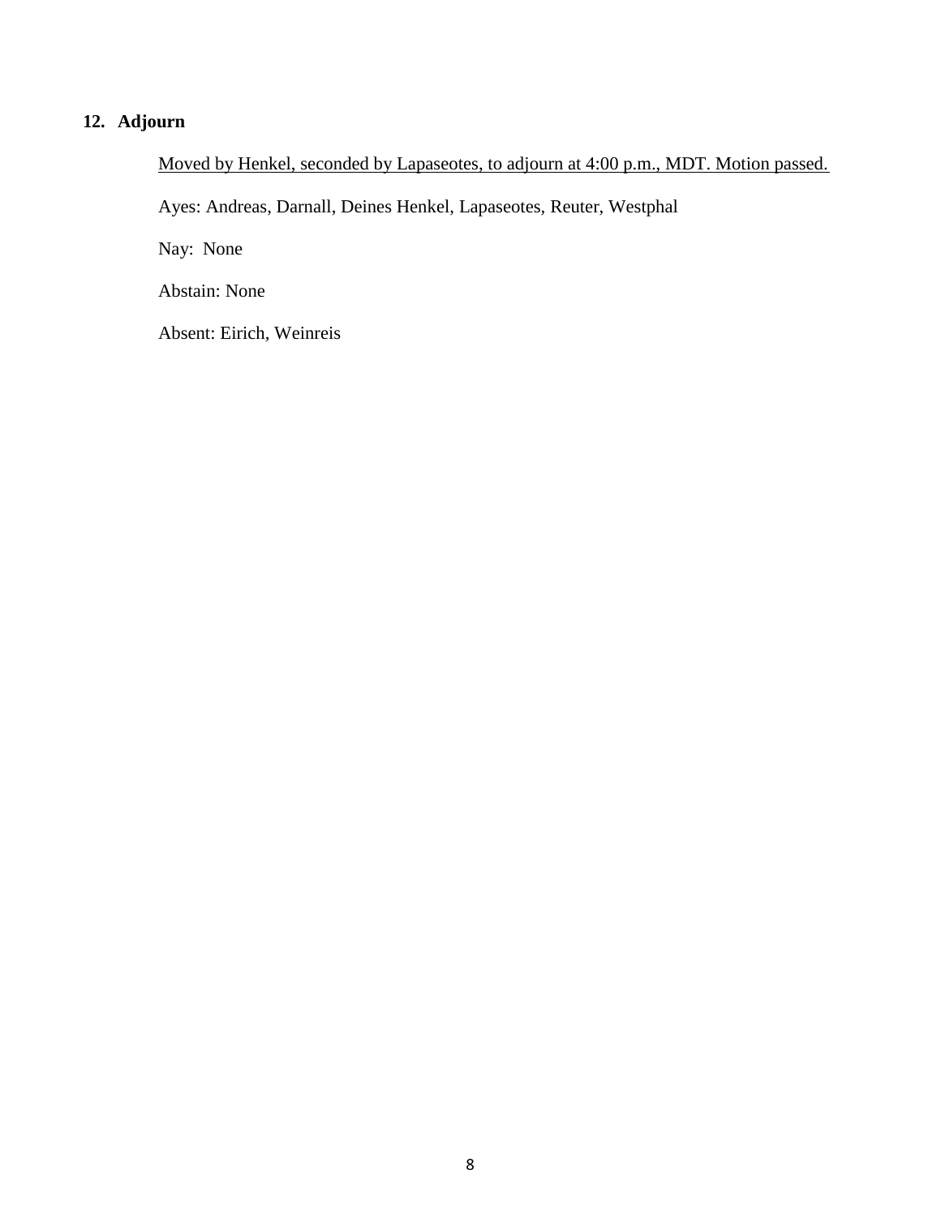## 12. Adjourn

<u>Moved by Henkel, seconded by Lapaseotes, to adjourn at 4:00 p.m., MDT. Motion passed.</u>

Ayes: Andreas, Darnall, Deines Henkel, Lapaseotes, Reuter, Westphal

Nay: None

Abstain: None

Absent: Eirich, Weinreis